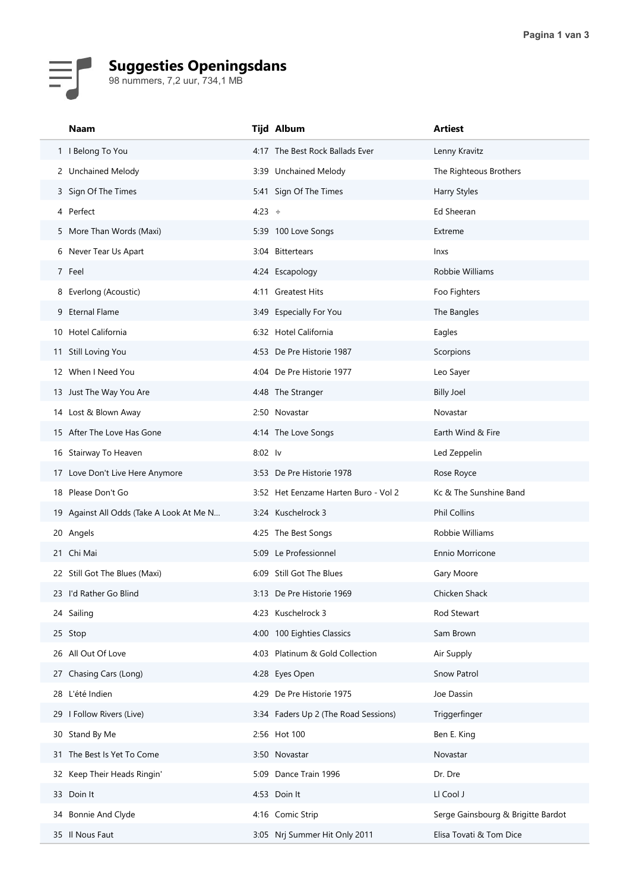# Suggesties Openingsdans

98 nummers, 7,2 uur, 734,1 MB

| | Naam | Tijd | Album | Artiest |
|---|---|---|---|---|
| 1 | I Belong To You | 4:17 | The Best Rock Ballads Ever | Lenny Kravitz |
| 2 | Unchained Melody | 3:39 | Unchained Melody | The Righteous Brothers |
| 3 | Sign Of The Times | 5:41 | Sign Of The Times | Harry Styles |
| 4 | Perfect | 4:23 | ÷ | Ed Sheeran |
| 5 | More Than Words (Maxi) | 5:39 | 100 Love Songs | Extreme |
| 6 | Never Tear Us Apart | 3:04 | Bittertears | Inxs |
| 7 | Feel | 4:24 | Escapology | Robbie Williams |
| 8 | Everlong (Acoustic) | 4:11 | Greatest Hits | Foo Fighters |
| 9 | Eternal Flame | 3:49 | Especially For You | The Bangles |
| 10 | Hotel California | 6:32 | Hotel California | Eagles |
| 11 | Still Loving You | 4:53 | De Pre Historie 1987 | Scorpions |
| 12 | When I Need You | 4:04 | De Pre Historie 1977 | Leo Sayer |
| 13 | Just The Way You Are | 4:48 | The Stranger | Billy Joel |
| 14 | Lost & Blown Away | 2:50 | Novastar | Novastar |
| 15 | After The Love Has Gone | 4:14 | The Love Songs | Earth Wind & Fire |
| 16 | Stairway To Heaven | 8:02 | Iv | Led Zeppelin |
| 17 | Love Don't Live Here Anymore | 3:53 | De Pre Historie 1978 | Rose Royce |
| 18 | Please Don't Go | 3:52 | Het Eenzame Harten Buro - Vol 2 | Kc & The Sunshine Band |
| 19 | Against All Odds (Take A Look At Me N... | 3:24 | Kuschelrock 3 | Phil Collins |
| 20 | Angels | 4:25 | The Best Songs | Robbie Williams |
| 21 | Chi Mai | 5:09 | Le Professionnel | Ennio Morricone |
| 22 | Still Got The Blues (Maxi) | 6:09 | Still Got The Blues | Gary Moore |
| 23 | I'd Rather Go Blind | 3:13 | De Pre Historie 1969 | Chicken Shack |
| 24 | Sailing | 4:23 | Kuschelrock 3 | Rod Stewart |
| 25 | Stop | 4:00 | 100 Eighties Classics | Sam Brown |
| 26 | All Out Of Love | 4:03 | Platinum & Gold Collection | Air Supply |
| 27 | Chasing Cars (Long) | 4:28 | Eyes Open | Snow Patrol |
| 28 | L'été Indien | 4:29 | De Pre Historie 1975 | Joe Dassin |
| 29 | I Follow Rivers (Live) | 3:34 | Faders Up 2 (The Road Sessions) | Triggerfinger |
| 30 | Stand By Me | 2:56 | Hot 100 | Ben E. King |
| 31 | The Best Is Yet To Come | 3:50 | Novastar | Novastar |
| 32 | Keep Their Heads Ringin' | 5:09 | Dance Train 1996 | Dr. Dre |
| 33 | Doin It | 4:53 | Doin It | Ll Cool J |
| 34 | Bonnie And Clyde | 4:16 | Comic Strip | Serge Gainsbourg & Brigitte Bardot |
| 35 | Il Nous Faut | 3:05 | Nrj Summer Hit Only 2011 | Elisa Tovati & Tom Dice |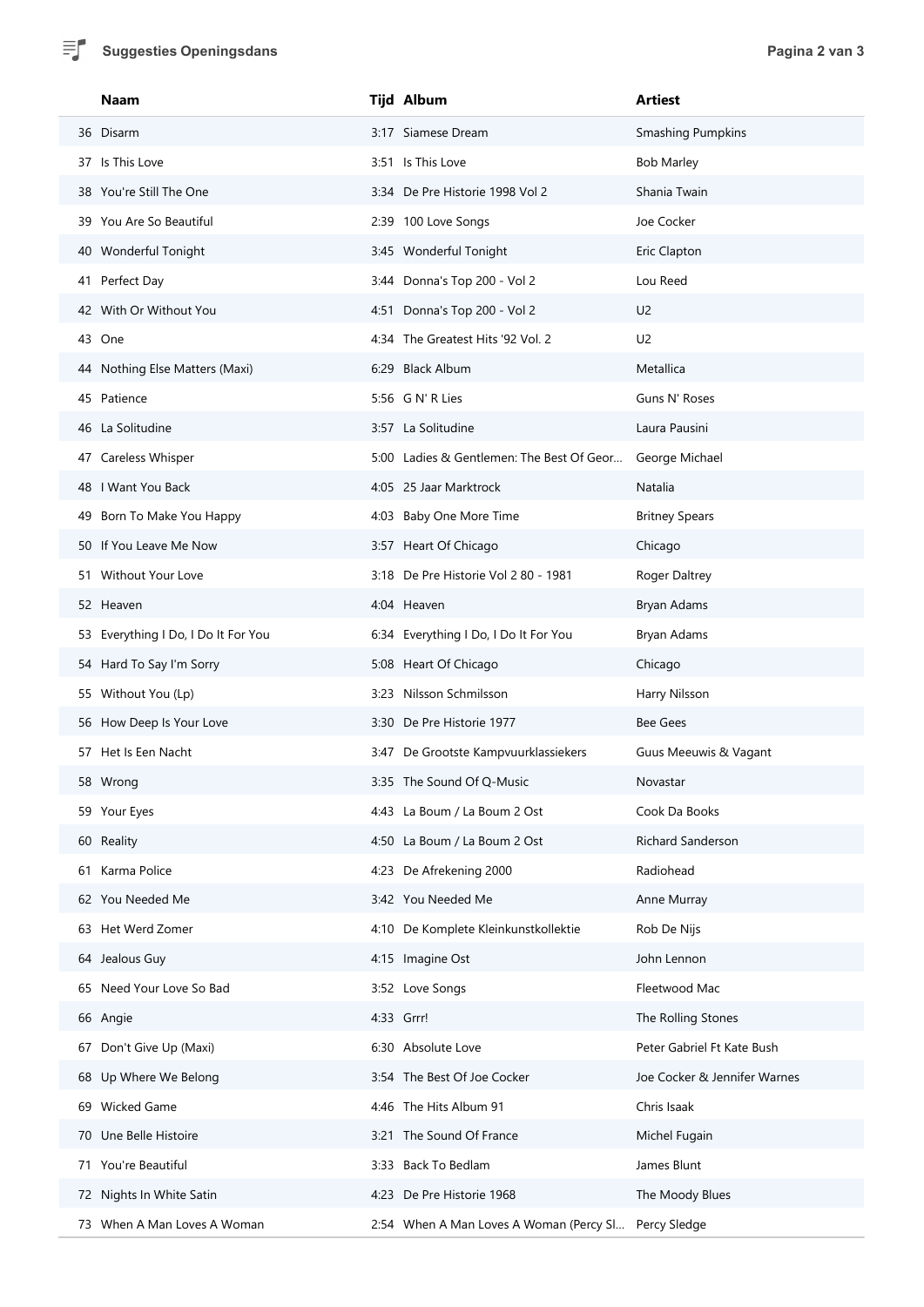| | Naam | Tijd | Album | Artiest |
|---|---|---|---|---|
| 36 | Disarm | 3:17 | Siamese Dream | Smashing Pumpkins |
| 37 | Is This Love | 3:51 | Is This Love | Bob Marley |
| 38 | You're Still The One | 3:34 | De Pre Historie 1998 Vol 2 | Shania Twain |
| 39 | You Are So Beautiful | 2:39 | 100 Love Songs | Joe Cocker |
| 40 | Wonderful Tonight | 3:45 | Wonderful Tonight | Eric Clapton |
| 41 | Perfect Day | 3:44 | Donna's Top 200 - Vol 2 | Lou Reed |
| 42 | With Or Without You | 4:51 | Donna's Top 200 - Vol 2 | U2 |
| 43 | One | 4:34 | The Greatest Hits '92 Vol. 2 | U2 |
| 44 | Nothing Else Matters (Maxi) | 6:29 | Black Album | Metallica |
| 45 | Patience | 5:56 | G N' R Lies | Guns N' Roses |
| 46 | La Solitudine | 3:57 | La Solitudine | Laura Pausini |
| 47 | Careless Whisper | 5:00 | Ladies & Gentlemen: The Best Of Geor... | George Michael |
| 48 | I Want You Back | 4:05 | 25 Jaar Marktrock | Natalia |
| 49 | Born To Make You Happy | 4:03 | Baby One More Time | Britney Spears |
| 50 | If You Leave Me Now | 3:57 | Heart Of Chicago | Chicago |
| 51 | Without Your Love | 3:18 | De Pre Historie Vol 2 80 - 1981 | Roger Daltrey |
| 52 | Heaven | 4:04 | Heaven | Bryan Adams |
| 53 | Everything I Do, I Do It For You | 6:34 | Everything I Do, I Do It For You | Bryan Adams |
| 54 | Hard To Say I'm Sorry | 5:08 | Heart Of Chicago | Chicago |
| 55 | Without You (Lp) | 3:23 | Nilsson Schmilsson | Harry Nilsson |
| 56 | How Deep Is Your Love | 3:30 | De Pre Historie 1977 | Bee Gees |
| 57 | Het Is Een Nacht | 3:47 | De Grootste Kampvuurklassiekers | Guus Meeuwis & Vagant |
| 58 | Wrong | 3:35 | The Sound Of Q-Music | Novastar |
| 59 | Your Eyes | 4:43 | La Boum / La Boum 2 Ost | Cook Da Books |
| 60 | Reality | 4:50 | La Boum / La Boum 2 Ost | Richard Sanderson |
| 61 | Karma Police | 4:23 | De Afrekening 2000 | Radiohead |
| 62 | You Needed Me | 3:42 | You Needed Me | Anne Murray |
| 63 | Het Werd Zomer | 4:10 | De Komplete Kleinkunstkollektie | Rob De Nijs |
| 64 | Jealous Guy | 4:15 | Imagine Ost | John Lennon |
| 65 | Need Your Love So Bad | 3:52 | Love Songs | Fleetwood Mac |
| 66 | Angie | 4:33 | Grrr! | The Rolling Stones |
| 67 | Don't Give Up (Maxi) | 6:30 | Absolute Love | Peter Gabriel Ft Kate Bush |
| 68 | Up Where We Belong | 3:54 | The Best Of Joe Cocker | Joe Cocker & Jennifer Warnes |
| 69 | Wicked Game | 4:46 | The Hits Album 91 | Chris Isaak |
| 70 | Une Belle Histoire | 3:21 | The Sound Of France | Michel Fugain |
| 71 | You're Beautiful | 3:33 | Back To Bedlam | James Blunt |
| 72 | Nights In White Satin | 4:23 | De Pre Historie 1968 | The Moody Blues |
| 73 | When A Man Loves A Woman | 2:54 | When A Man Loves A Woman (Percy Sl... | Percy Sledge |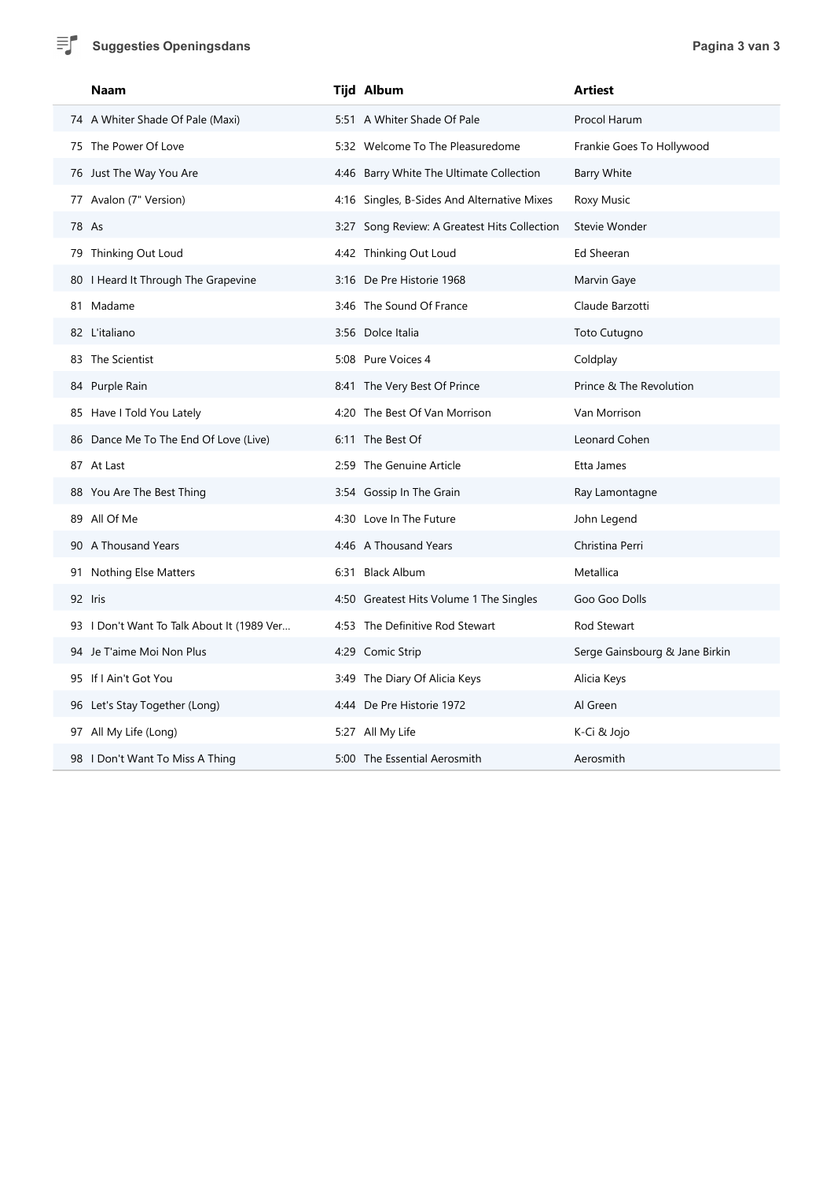| | Naam | Tijd | Album | Artiest |
|---|---|---|---|---|
| 74 | A Whiter Shade Of Pale (Maxi) | 5:51 | A Whiter Shade Of Pale | Procol Harum |
| 75 | The Power Of Love | 5:32 | Welcome To The Pleasuredome | Frankie Goes To Hollywood |
| 76 | Just The Way You Are | 4:46 | Barry White The Ultimate Collection | Barry White |
| 77 | Avalon (7" Version) | 4:16 | Singles, B-Sides And Alternative Mixes | Roxy Music |
| 78 | As | 3:27 | Song Review: A Greatest Hits Collection | Stevie Wonder |
| 79 | Thinking Out Loud | 4:42 | Thinking Out Loud | Ed Sheeran |
| 80 | I Heard It Through The Grapevine | 3:16 | De Pre Historie 1968 | Marvin Gaye |
| 81 | Madame | 3:46 | The Sound Of France | Claude Barzotti |
| 82 | L'italiano | 3:56 | Dolce Italia | Toto Cutugno |
| 83 | The Scientist | 5:08 | Pure Voices 4 | Coldplay |
| 84 | Purple Rain | 8:41 | The Very Best Of Prince | Prince & The Revolution |
| 85 | Have I Told You Lately | 4:20 | The Best Of Van Morrison | Van Morrison |
| 86 | Dance Me To The End Of Love (Live) | 6:11 | The Best Of | Leonard Cohen |
| 87 | At Last | 2:59 | The Genuine Article | Etta James |
| 88 | You Are The Best Thing | 3:54 | Gossip In The Grain | Ray Lamontagne |
| 89 | All Of Me | 4:30 | Love In The Future | John Legend |
| 90 | A Thousand Years | 4:46 | A Thousand Years | Christina Perri |
| 91 | Nothing Else Matters | 6:31 | Black Album | Metallica |
| 92 | Iris | 4:50 | Greatest Hits Volume 1 The Singles | Goo Goo Dolls |
| 93 | I Don't Want To Talk About It (1989 Ver... | 4:53 | The Definitive Rod Stewart | Rod Stewart |
| 94 | Je T'aime Moi Non Plus | 4:29 | Comic Strip | Serge Gainsbourg & Jane Birkin |
| 95 | If I Ain't Got You | 3:49 | The Diary Of Alicia Keys | Alicia Keys |
| 96 | Let's Stay Together (Long) | 4:44 | De Pre Historie 1972 | Al Green |
| 97 | All My Life (Long) | 5:27 | All My Life | K-Ci & Jojo |
| 98 | I Don't Want To Miss A Thing | 5:00 | The Essential Aerosmith | Aerosmith |